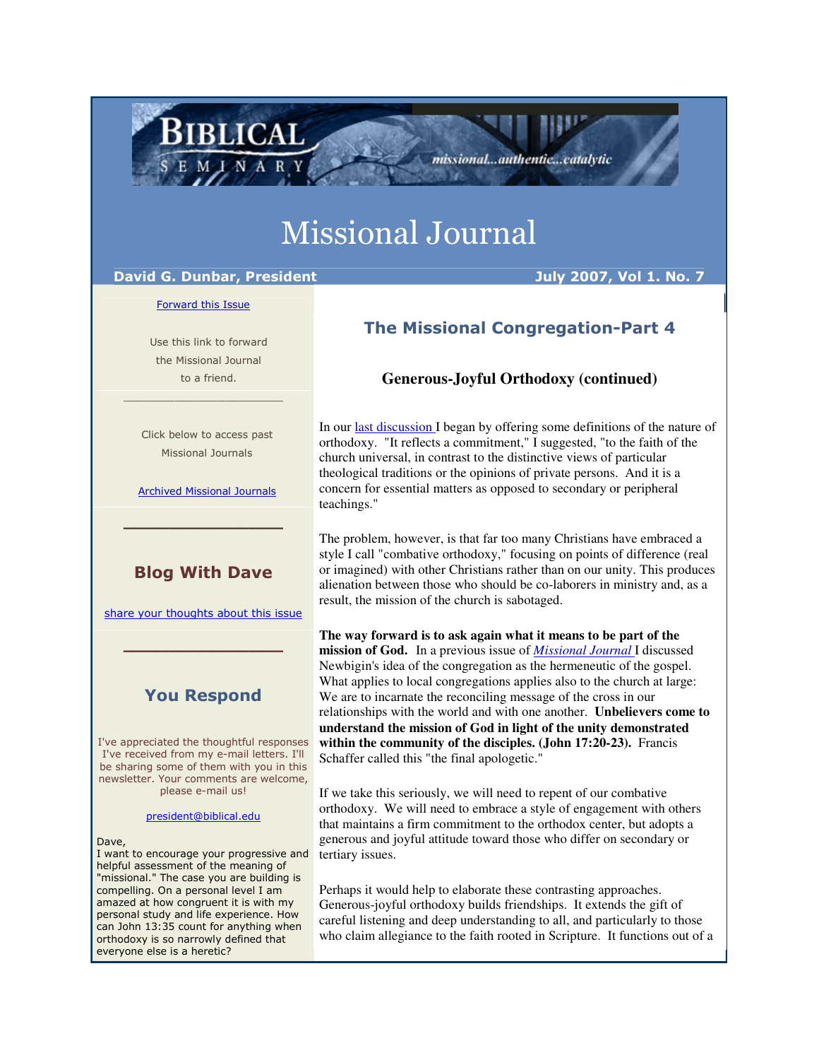BIBLICAL SEMINARY

missional...authentic...catalytic

# Missional Journal

**David G. Dunbar, President** | **July 2007, Vol 1. No. 7**

## The Missional Congregation-Part 4

### Generous-Joyful Orthodoxy (continued)

In our last discussion I began by offering some definitions of the nature of orthodoxy. "It reflects a commitment," I suggested, "to the faith of the church universal, in contrast to the distinctive views of particular theological traditions or the opinions of private persons. And it is a concern for essential matters as opposed to secondary or peripheral teachings."

The problem, however, is that far too many Christians have embraced a style I call "combative orthodoxy," focusing on points of difference (real or imagined) with other Christians rather than on our unity. This produces alienation between those who should be co-laborers in ministry and, as a result, the mission of the church is sabotaged.

**The way forward is to ask again what it means to be part of the mission of God.** In a previous issue of *Missional Journal* I discussed Newbigin's idea of the congregation as the hermeneutic of the gospel. What applies to local congregations applies also to the church at large: We are to incarnate the reconciling message of the cross in our relationships with the world and with one another. **Unbelievers come to understand the mission of God in light of the unity demonstrated within the community of the disciples. (John 17:20-23).** Francis Schaffer called this "the final apologetic."

If we take this seriously, we will need to repent of our combative orthodoxy. We will need to embrace a style of engagement with others that maintains a firm commitment to the orthodox center, but adopts a generous and joyful attitude toward those who differ on secondary or tertiary issues.

Perhaps it would help to elaborate these contrasting approaches. Generous-joyful orthodoxy builds friendships. It extends the gift of careful listening and deep understanding to all, and particularly to those who claim allegiance to the faith rooted in Scripture. It functions out of a

---

Forward this Issue

Use this link to forward the Missional Journal to a friend.

Click below to access past Missional Journals

Archived Missional Journals

## Blog With Dave

share your thoughts about this issue

## You Respond

I've appreciated the thoughtful responses I've received from my e-mail letters. I'll be sharing some of them with you in this newsletter. Your comments are welcome, please e-mail us!

president@biblical.edu

Dave,
I want to encourage your progressive and helpful assessment of the meaning of "missional." The case you are building is compelling. On a personal level I am amazed at how congruent it is with my personal study and life experience. How can John 13:35 count for anything when orthodoxy is so narrowly defined that everyone else is a heretic?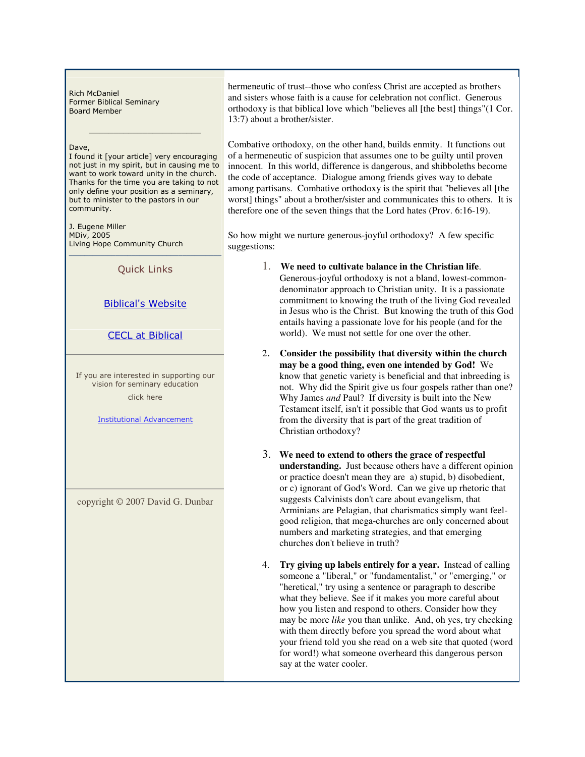Rich McDaniel
Former Biblical Seminary
Board Member

______________________

Dave,
I found it [your article] very encouraging not just in my spirit, but in causing me to want to work toward unity in the church. Thanks for the time you are taking to not only define your position as a seminary, but to minister to the pastors in our community.

J. Eugene Miller
MDiv, 2005
Living Hope Community Church

Quick Links

[Biblical's Website]

[CECL at Biblical]

If you are interested in supporting our vision for seminary education

click here

[Institutional Advancement]

copyright © 2007 David G. Dunbar

hermeneutic of trust--those who confess Christ are accepted as brothers and sisters whose faith is a cause for celebration not conflict. Generous orthodoxy is that biblical love which "believes all [the best] things"(1 Cor. 13:7) about a brother/sister.

Combative orthodoxy, on the other hand, builds enmity. It functions out of a hermeneutic of suspicion that assumes one to be guilty until proven innocent. In this world, difference is dangerous, and shibboleths become the code of acceptance. Dialogue among friends gives way to debate among partisans. Combative orthodoxy is the spirit that "believes all [the worst] things" about a brother/sister and communicates this to others. It is therefore one of the seven things that the Lord hates (Prov. 6:16-19).

So how might we nurture generous-joyful orthodoxy? A few specific suggestions:

1. **We need to cultivate balance in the Christian life**. Generous-joyful orthodoxy is not a bland, lowest-common-denominator approach to Christian unity. It is a passionate commitment to knowing the truth of the living God revealed in Jesus who is the Christ. But knowing the truth of this God entails having a passionate love for his people (and for the world). We must not settle for one over the other.

2. **Consider the possibility that diversity within the church may be a good thing, even one intended by God!** We know that genetic variety is beneficial and that inbreeding is not. Why did the Spirit give us four gospels rather than one? Why James *and* Paul? If diversity is built into the New Testament itself, isn't it possible that God wants us to profit from the diversity that is part of the great tradition of Christian orthodoxy?

3. **We need to extend to others the grace of respectful understanding.** Just because others have a different opinion or practice doesn't mean they are a) stupid, b) disobedient, or c) ignorant of God's Word. Can we give up rhetoric that suggests Calvinists don't care about evangelism, that Arminians are Pelagian, that charismatics simply want feel-good religion, that mega-churches are only concerned about numbers and marketing strategies, and that emerging churches don't believe in truth?

4. **Try giving up labels entirely for a year.** Instead of calling someone a "liberal," or "fundamentalist," or "emerging," or "heretical," try using a sentence or paragraph to describe what they believe. See if it makes you more careful about how you listen and respond to others. Consider how they may be more *like* you than unlike. And, oh yes, try checking with them directly before you spread the word about what your friend told you she read on a web site that quoted (word for word!) what someone overheard this dangerous person say at the water cooler.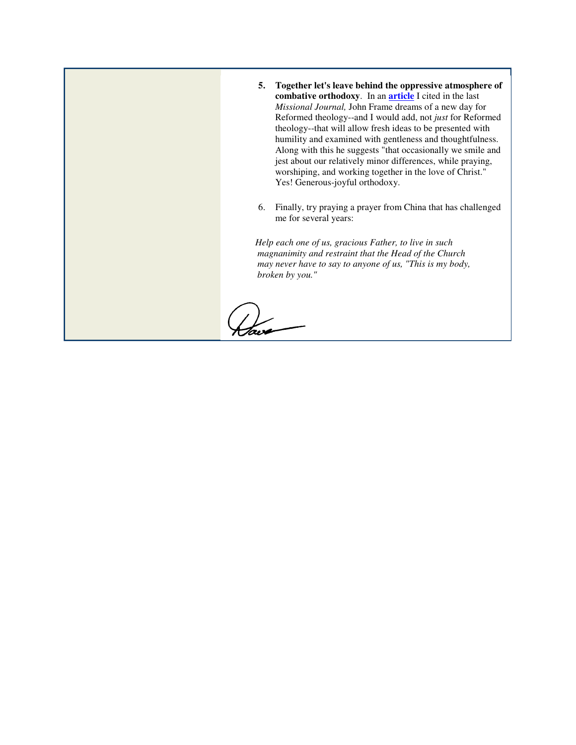5. **Together let's leave behind the oppressive atmosphere of combative orthodoxy**. In an **article** I cited in the last *Missional Journal,* John Frame dreams of a new day for Reformed theology--and I would add, not *just* for Reformed theology--that will allow fresh ideas to be presented with humility and examined with gentleness and thoughtfulness. Along with this he suggests "that occasionally we smile and jest about our relatively minor differences, while praying, worshiping, and working together in the love of Christ." Yes! Generous-joyful orthodoxy.

6. Finally, try praying a prayer from China that has challenged me for several years:

*Help each one of us, gracious Father, to live in such magnanimity and restraint that the Head of the Church may never have to say to anyone of us, "This is my body, broken by you."*

Dave